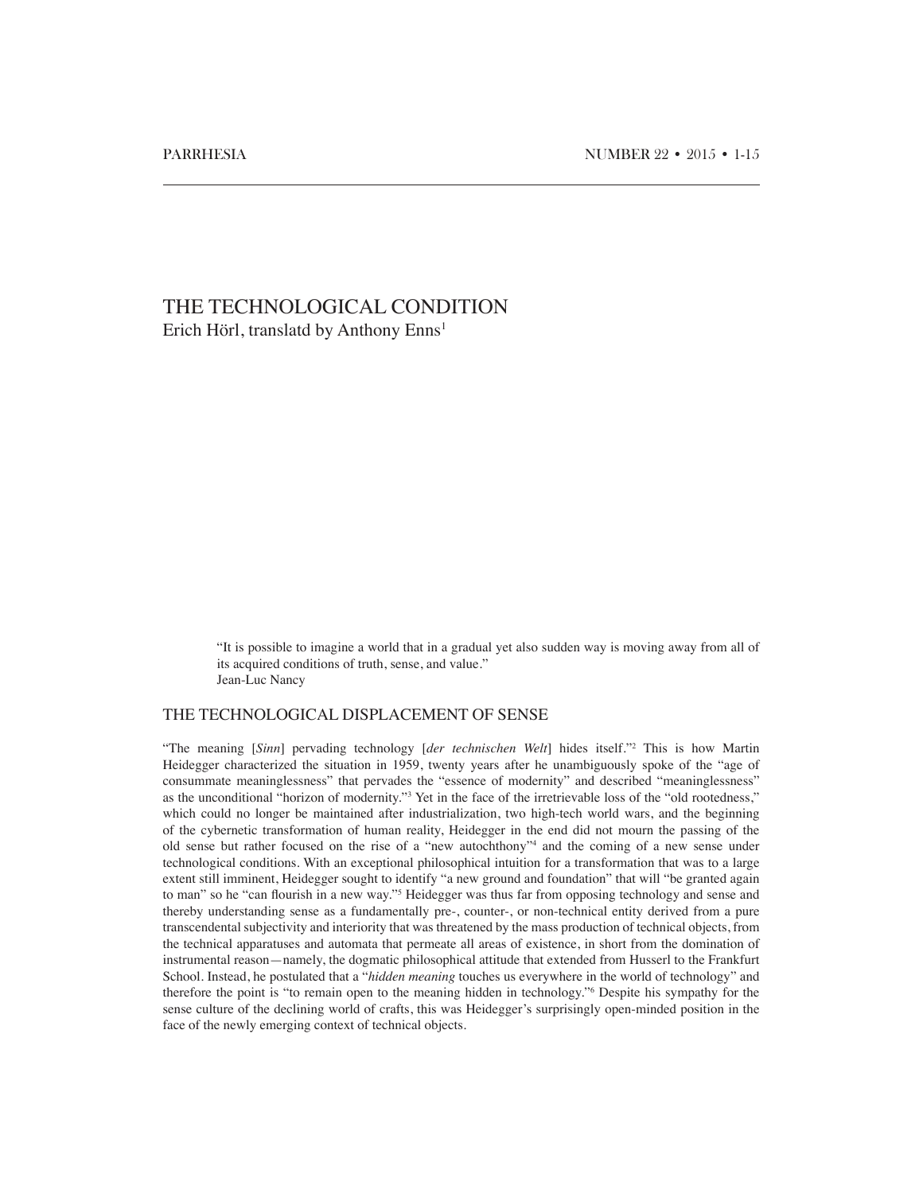# THE TECHNOLOGICAL CONDITION

Erich Hörl, translatd by Anthony Enns[1]

> "It is possible to imagine a world that in a gradual yet also sudden way is moving away from all of its acquired conditions of truth, sense, and value."
> Jean-Luc Nancy

## THE TECHNOLOGICAL DISPLACEMENT OF SENSE

"The meaning [*Sinn*] pervading technology [*der technischen Welt*] hides itself."[2] This is how Martin Heidegger characterized the situation in 1959, twenty years after he unambiguously spoke of the "age of consummate meaninglessness" that pervades the "essence of modernity" and described "meaninglessness" as the unconditional "horizon of modernity."[3] Yet in the face of the irretrievable loss of the "old rootedness," which could no longer be maintained after industrialization, two high-tech world wars, and the beginning of the cybernetic transformation of human reality, Heidegger in the end did not mourn the passing of the old sense but rather focused on the rise of a "new autochthony"[4] and the coming of a new sense under technological conditions. With an exceptional philosophical intuition for a transformation that was to a large extent still imminent, Heidegger sought to identify "a new ground and foundation" that will "be granted again to man" so he "can flourish in a new way."[5] Heidegger was thus far from opposing technology and sense and thereby understanding sense as a fundamentally pre-, counter-, or non-technical entity derived from a pure transcendental subjectivity and interiority that was threatened by the mass production of technical objects, from the technical apparatuses and automata that permeate all areas of existence, in short from the domination of instrumental reason—namely, the dogmatic philosophical attitude that extended from Husserl to the Frankfurt School. Instead, he postulated that a "*hidden meaning* touches us everywhere in the world of technology" and therefore the point is "to remain open to the meaning hidden in technology."[6] Despite his sympathy for the sense culture of the declining world of crafts, this was Heidegger's surprisingly open-minded position in the face of the newly emerging context of technical objects.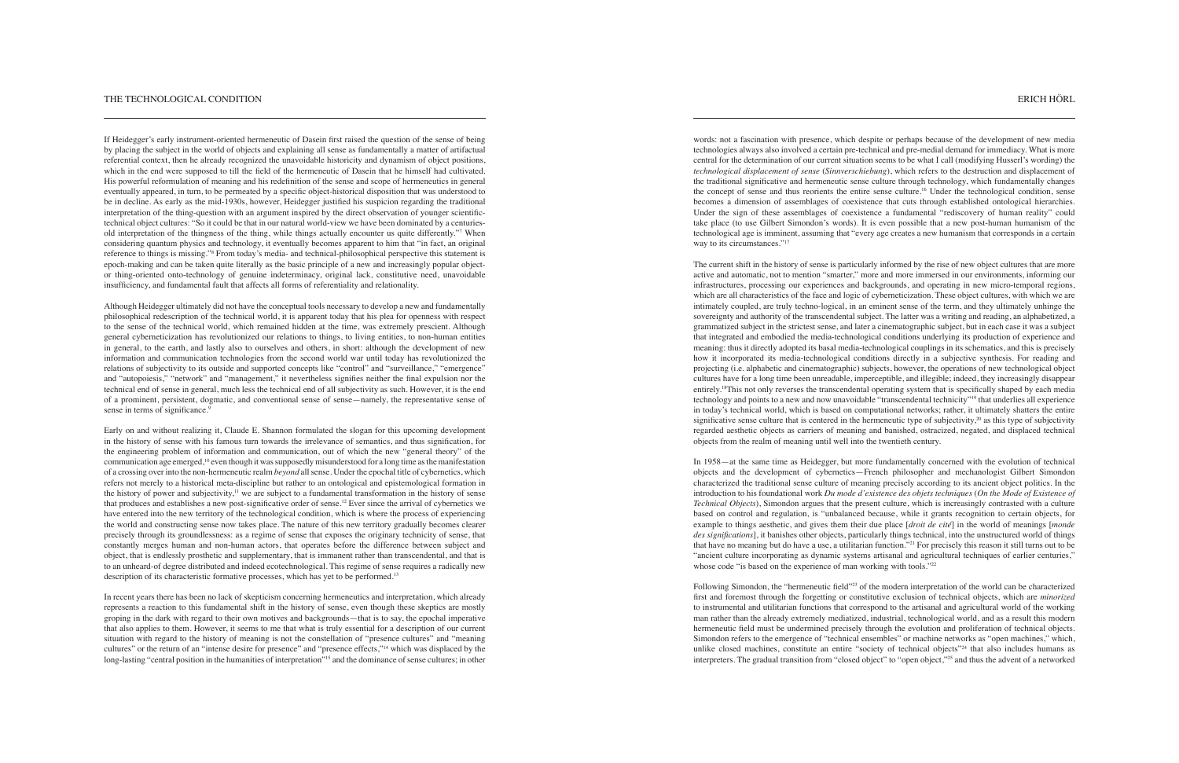If Heidegger's early instrument-oriented hermeneutic of Dasein first raised the question of the sense of being by placing the subject in the world of objects and explaining all sense as fundamentally a matter of artifactual referential context, then he already recognized the unavoidable historicity and dynamism of object positions, which in the end were supposed to till the field of the hermeneutic of Dasein that he himself had cultivated. His powerful reformulation of meaning and his redefinition of the sense and scope of hermeneutics in general eventually appeared, in turn, to be permeated by a specific object-historical disposition that was understood to be in decline. As early as the mid-1930s, however, Heidegger justified his suspicion regarding the traditional interpretation of the thing-question with an argument inspired by the direct observation of younger scientific-technical object cultures: "So it could be that in our natural world-view we have been dominated by a centuries-old interpretation of the thingness of the thing, while things actually encounter us quite differently."[7] When considering quantum physics and technology, it eventually becomes apparent to him that "in fact, an original reference to things is missing."[8] From today's media- and technical-philosophical perspective this statement is epoch-making and can be taken quite literally as the basic principle of a new and increasingly popular object- or thing-oriented onto-technology of genuine indeterminacy, original lack, constitutive need, unavoidable insufficiency, and fundamental fault that affects all forms of referentiality and relationality.

Although Heidegger ultimately did not have the conceptual tools necessary to develop a new and fundamentally philosophical redescription of the technical world, it is apparent today that his plea for openness with respect to the sense of the technical world, which remained hidden at the time, was extremely prescient. Although general cyberneticization has revolutionized our relations to things, to living entities, to non-human entities in general, to the earth, and lastly also to ourselves and others, in short: although the development of new information and communication technologies from the second world war until today has revolutionized the relations of subjectivity to its outside and supported concepts like "control" and "surveillance," "emergence" and "autopoiesis," "network" and "management," it nevertheless signifies neither the final expulsion nor the technical end of sense in general, much less the technical end of all subjectivity as such. However, it is the end of a prominent, persistent, dogmatic, and conventional sense of sense—namely, the representative sense of sense in terms of significance.[9]

Early on and without realizing it, Claude E. Shannon formulated the slogan for this upcoming development in the history of sense with his famous turn towards the irrelevance of semantics, and thus signification, for the engineering problem of information and communication, out of which the new "general theory" of the communication age emerged,[10] even though it was supposedly misunderstood for a long time as the manifestation of a crossing over into the non-hermeneutic realm *beyond* all sense. Under the epochal title of cybernetics, which refers not merely to a historical meta-discipline but rather to an ontological and epistemological formation in the history of power and subjectivity,[11] we are subject to a fundamental transformation in the history of sense that produces and establishes a new post-significative order of sense.[12] Ever since the arrival of cybernetics we have entered into the new territory of the technological condition, which is where the process of experiencing the world and constructing sense now takes place. The nature of this new territory gradually becomes clearer precisely through its groundlessness: as a regime of sense that exposes the originary technicity of sense, that constantly merges human and non-human actors, that operates before the difference between subject and object, that is endlessly prosthetic and supplementary, that is immanent rather than transcendental, and that is to an unheard-of degree distributed and indeed ecotechnological. This regime of sense requires a radically new description of its characteristic formative processes, which has yet to be performed.[13]

In recent years there has been no lack of skepticism concerning hermeneutics and interpretation, which already represents a reaction to this fundamental shift in the history of sense, even though these skeptics are mostly groping in the dark with regard to their own motives and backgrounds—that is to say, the epochal imperative that also applies to them. However, it seems to me that what is truly essential for a description of our current situation with regard to the history of meaning is not the constellation of "presence cultures" and "meaning cultures" or the return of an "intense desire for presence" and "presence effects,"[14] which was displaced by the long-lasting "central position in the humanities of interpretation"[15] and the dominance of sense cultures; in other words: not a fascination with presence, which despite or perhaps because of the development of new media technologies always also involved a certain pre-technical and pre-medial demand for immediacy. What is more central for the determination of our current situation seems to be what I call (modifying Husserl's wording) the *technological displacement of sense* (*Sinnverschiebung*), which refers to the destruction and displacement of the traditional significative and hermeneutic sense culture through technology, which fundamentally changes the concept of sense and thus reorients the entire sense culture.[16] Under the technological condition, sense becomes a dimension of assemblages of coexistence that cuts through established ontological hierarchies. Under the sign of these assemblages of coexistence a fundamental "rediscovery of human reality" could take place (to use Gilbert Simondon's words). It is even possible that a new post-human humanism of the technological age is imminent, assuming that "every age creates a new humanism that corresponds in a certain way to its circumstances."[17]

The current shift in the history of sense is particularly informed by the rise of new object cultures that are more active and automatic, not to mention "smarter," more and more immersed in our environments, informing our infrastructures, processing our experiences and backgrounds, and operating in new micro-temporal regions, which are all characteristics of the face and logic of cyberneticization. These object cultures, with which we are intimately coupled, are truly techno-logical, in an eminent sense of the term, and they ultimately unhinge the sovereignty and authority of the transcendental subject. The latter was a writing and reading, an alphabetized, a grammatized subject in the strictest sense, and later a cinematographic subject, but in each case it was a subject that integrated and embodied the media-technological conditions underlying its production of experience and meaning: thus it directly adopted its basal media-technological couplings in its schematics, and this is precisely how it incorporated its media-technological conditions directly in a subjective synthesis. For reading and projecting (i.e. alphabetic and cinematographic) subjects, however, the operations of new technological object cultures have for a long time been unreadable, imperceptible, and illegible; indeed, they increasingly disappear entirely.[18] This not only reverses the transcendental operating system that is specifically shaped by each media technology and points to a new and now unavoidable "transcendental technicity"[19] that underlies all experience in today's technical world, which is based on computational networks; rather, it ultimately shatters the entire significative sense culture that is centered in the hermeneutic type of subjectivity,[20] as this type of subjectivity regarded aesthetic objects as carriers of meaning and banished, ostracized, negated, and displaced technical objects from the realm of meaning until well into the twentieth century.

In 1958—at the same time as Heidegger, but more fundamentally concerned with the evolution of technical objects and the development of cybernetics—French philosopher and mechanologist Gilbert Simondon characterized the traditional sense culture of meaning precisely according to its ancient object politics. In the introduction to his foundational work *Du mode d'existence des objets techniques* (*On the Mode of Existence of Technical Objects*), Simondon argues that the present culture, which is increasingly contrasted with a culture based on control and regulation, is "unbalanced because, while it grants recognition to certain objects, for example to things aesthetic, and gives them their due place [*droit de cité*] in the world of meanings [*monde des significations*], it banishes other objects, particularly things technical, into the unstructured world of things that have no meaning but do have a use, a utilitarian function."[21] For precisely this reason it still turns out to be "ancient culture incorporating as dynamic systems artisanal and agricultural techniques of earlier centuries," whose code "is based on the experience of man working with tools."[22]

Following Simondon, the "hermeneutic field"[23] of the modern interpretation of the world can be characterized first and foremost through the forgetting or constitutive exclusion of technical objects, which are *minorized* to instrumental and utilitarian functions that correspond to the artisanal and agricultural world of the working man rather than the already extremely mediatized, industrial, technological world, and as a result this modern hermeneutic field must be undermined precisely through the evolution and proliferation of technical objects. Simondon refers to the emergence of "technical ensembles" or machine networks as "open machines," which, unlike closed machines, constitute an entire "society of technical objects"[24] that also includes humans as interpreters. The gradual transition from "closed object" to "open object,"[25] and thus the advent of a networked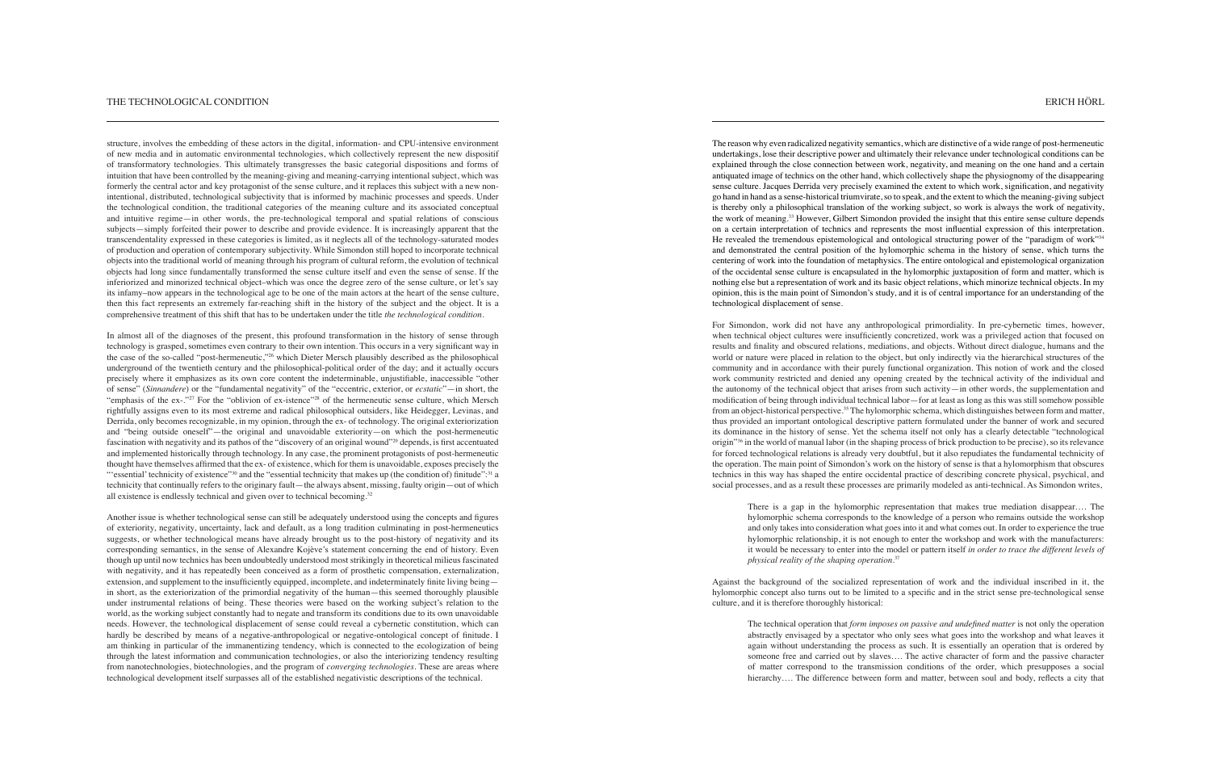structure, involves the embedding of these actors in the digital, information- and CPU-intensive environment of new media and in automatic environmental technologies, which collectively represent the new dispositif of transformatory technologies. This ultimately transgresses the basic categorial dispositions and forms of intuition that have been controlled by the meaning-giving and meaning-carrying intentional subject, which was formerly the central actor and key protagonist of the sense culture, and it replaces this subject with a new non-intentional, distributed, technological subjectivity that is informed by machinic processes and speeds. Under the technological condition, the traditional categories of the meaning culture and its associated conceptual and intuitive regime—in other words, the pre-technological temporal and spatial relations of conscious subjects—simply forfeited their power to describe and provide evidence. It is increasingly apparent that the transcendentality expressed in these categories is limited, as it neglects all of the technology-saturated modes of production and operation of contemporary subjectivity. While Simondon still hoped to incorporate technical objects into the traditional world of meaning through his program of cultural reform, the evolution of technical objects had long since fundamentally transformed the sense culture itself and even the sense of sense. If the inferiorized and minorized technical object–which was once the degree zero of the sense culture, or let's say its infamy–now appears in the technological age to be one of the main actors at the heart of the sense culture, then this fact represents an extremely far-reaching shift in the history of the subject and the object. It is a comprehensive treatment of this shift that has to be undertaken under the title *the technological condition*.

In almost all of the diagnoses of the present, this profound transformation in the history of sense through technology is grasped, sometimes even contrary to their own intention. This occurs in a very significant way in the case of the so-called "post-hermeneutic,"[26] which Dieter Mersch plausibly described as the philosophical underground of the twentieth century and the philosophical-political order of the day; and it actually occurs precisely where it emphasizes as its own core content the indeterminable, unjustifiable, inaccessible "other of sense" (*Sinnandere*) or the "fundamental negativity" of the "eccentric, exterior, or *ecstatic*"—in short, the "emphasis of the ex-."[27] For the "oblivion of ex-istence"[28] of the hermeneutic sense culture, which Mersch rightfully assigns even to its most extreme and radical philosophical outsiders, like Heidegger, Levinas, and Derrida, only becomes recognizable, in my opinion, through the ex- of technology. The original exteriorization and "being outside oneself"—the original and unavoidable exteriority—on which the post-hermeneutic fascination with negativity and its pathos of the "discovery of an original wound"[29] depends, is first accentuated and implemented historically through technology. In any case, the prominent protagonists of post-hermeneutic thought have themselves affirmed that the ex- of existence, which for them is unavoidable, exposes precisely the "'essential' technicity of existence"[30] and the "essential technicity that makes up (the condition of) finitude":[31] a technicity that continually refers to the originary fault—the always absent, missing, faulty origin—out of which all existence is endlessly technical and given over to technical becoming.[32]

Another issue is whether technological sense can still be adequately understood using the concepts and figures of exteriority, negativity, uncertainty, lack and default, as a long tradition culminating in post-hermeneutics suggests, or whether technological means have already brought us to the post-history of negativity and its corresponding semantics, in the sense of Alexandre Kojève's statement concerning the end of history. Even though up until now technics has been undoubtedly understood most strikingly in theoretical milieus fascinated with negativity, and it has repeatedly been conceived as a form of prosthetic compensation, externalization, extension, and supplement to the insufficiently equipped, incomplete, and indeterminately finite living being—in short, as the exteriorization of the primordial negativity of the human—this seemed thoroughly plausible under instrumental relations of being. These theories were based on the working subject's relation to the world, as the working subject constantly had to negate and transform its conditions due to its own unavoidable needs. However, the technological displacement of sense could reveal a cybernetic constitution, which can hardly be described by means of a negative-anthropological or negative-ontological concept of finitude. I am thinking in particular of the immanentizing tendency, which is connected to the ecologization of being through the latest information and communication technologies, or also the interiorizing tendency resulting from nanotechnologies, biotechnologies, and the program of *converging technologies*. These are areas where technological development itself surpasses all of the established negativistic descriptions of the technical.

The reason why even radicalized negativity semantics, which are distinctive of a wide range of post-hermeneutic undertakings, lose their descriptive power and ultimately their relevance under technological conditions can be explained through the close connection between work, negativity, and meaning on the one hand and a certain antiquated image of technics on the other hand, which collectively shape the physiognomy of the disappearing sense culture. Jacques Derrida very precisely examined the extent to which work, signification, and negativity go hand in hand as a sense-historical triumvirate, so to speak, and the extent to which the meaning-giving subject is thereby only a philosophical translation of the working subject, so work is always the work of negativity, the work of meaning.[33] However, Gilbert Simondon provided the insight that this entire sense culture depends on a certain interpretation of technics and represents the most influential expression of this interpretation. He revealed the tremendous epistemological and ontological structuring power of the "paradigm of work"[34] and demonstrated the central position of the hylomorphic schema in the history of sense, which turns the centering of work into the foundation of metaphysics. The entire ontological and epistemological organization of the occidental sense culture is encapsulated in the hylomorphic juxtaposition of form and matter, which is nothing else but a representation of work and its basic object relations, which minorize technical objects. In my opinion, this is the main point of Simondon's study, and it is of central importance for an understanding of the technological displacement of sense.

For Simondon, work did not have any anthropological primordiality. In pre-cybernetic times, however, when technical object cultures were insufficiently concretized, work was a privileged action that focused on results and finality and obscured relations, mediations, and objects. Without direct dialogue, humans and the world or nature were placed in relation to the object, but only indirectly via the hierarchical structures of the community and in accordance with their purely functional organization. This notion of work and the closed work community restricted and denied any opening created by the technical activity of the individual and the autonomy of the technical object that arises from such activity—in other words, the supplementation and modification of being through individual technical labor—for at least as long as this was still somehow possible from an object-historical perspective.[35] The hylomorphic schema, which distinguishes between form and matter, thus provided an important ontological descriptive pattern formulated under the banner of work and secured its dominance in the history of sense. Yet the schema itself not only has a clearly detectable "technological origin"[36] in the world of manual labor (in the shaping process of brick production to be precise), so its relevance for forced technological relations is already very doubtful, but it also repudiates the fundamental technicity of the operation. The main point of Simondon's work on the history of sense is that a hylomorphism that obscures technics in this way has shaped the entire occidental practice of describing concrete physical, psychical, and social processes, and as a result these processes are primarily modeled as anti-technical. As Simondon writes,

> There is a gap in the hylomorphic representation that makes true mediation disappear.... The hylomorphic schema corresponds to the knowledge of a person who remains outside the workshop and only takes into consideration what goes into it and what comes out. In order to experience the true hylomorphic relationship, it is not enough to enter the workshop and work with the manufacturers: it would be necessary to enter into the model or pattern itself *in order to trace the different levels of physical reality of the shaping operation*.[37]

Against the background of the socialized representation of work and the individual inscribed in it, the hylomorphic concept also turns out to be limited to a specific and in the strict sense pre-technological sense culture, and it is therefore thoroughly historical:

> The technical operation that *form imposes on passive and undefined matter* is not only the operation abstractly envisaged by a spectator who only sees what goes into the workshop and what leaves it again without understanding the process as such. It is essentially an operation that is ordered by someone free and carried out by slaves.... The active character of form and the passive character of matter correspond to the transmission conditions of the order, which presupposes a social hierarchy.... The difference between form and matter, between soul and body, reflects a city that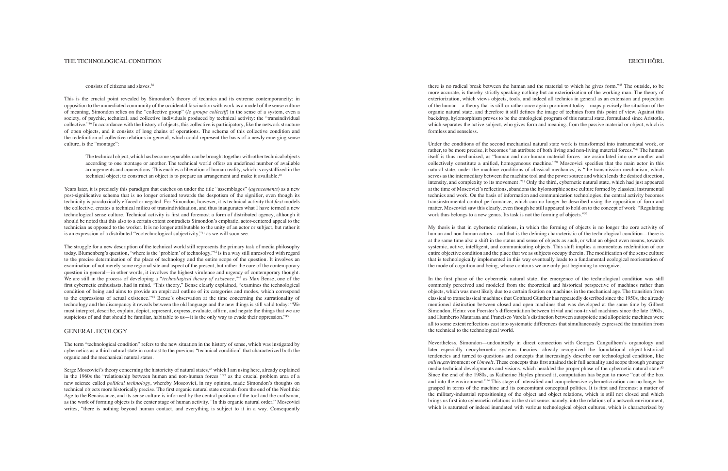consists of citizens and slaves.[38]

This is the crucial point revealed by Simondon's theory of technics and its extreme contemporaneity: in opposition to the unmediated community of the occidental fascination with work as a model of the sense culture of meaning, Simondon relies on the "collective group" (*le groupe collectif*) in the sense of a system, even a society, of psychic, technical, and collective individuals produced by technical activity: the "transindividual collective."[39] In accordance with the history of objects, this collective is participatory, like the network structure of open objects, and it consists of long chains of operations. The schema of this collective condition and the redefinition of collective relations in general, which could represent the basis of a newly emerging sense culture, is the "montage":

> The technical object, which has become separable, can be brought together with other technical objects according to one montage or another. The technical world offers an undefined number of available arrangements and connections. This enables a liberation of human reality, which is crystallized in the technical object; to construct an object is to prepare an arrangement and make it available.[40]

Years later, it is precisely this paradigm that catches on under the title "assemblages" (*agencements*) as a new post-significative schema that is no longer oriented towards the despotism of the signifier, even though its technicity is paradoxically effaced or negated. For Simondon, however, it is technical activity that *first* models the collective, creates a technical milieu of transindividuation, and thus inaugurates what I have termed a new technological sense culture. Technical activity is first and foremost a form of distributed agency, although it should be noted that this also to a certain extent contradicts Simondon's emphatic, actor-centered appeal to the technician as opposed to the worker. It is no longer attributable to the unity of an actor or subject, but rather it is an expression of a distributed "ecotechnological subjectivity,"[41] as we will soon see.

The struggle for a new description of the technical world still represents the primary task of media philosophy today. Blumenberg's question, "where is the 'problem' of technology,"[42] is in a way still unresolved with regard to the precise determination of the place of technology and the entire scope of the question. It involves an examination of not merely some regional site and aspect of the present, but rather the core of the contemporary question in general—in other words, it involves the highest virulence and urgency of contemporary thought. We are still in the process of developing a "*technological theory of existence*,"[43] as Max Bense, one of the first cybernetic enthusiasts, had in mind. "This theory," Bense clearly explained, "examines the technological condition of being and aims to provide an empirical outline of its categories and modes, which correspond to the expressions of actual existence."[44] Bense's observation at the time concerning the surrationality of technology and the discrepancy it reveals between the old language and the new things is still valid today: "We must interpret, describe, explain, depict, represent, express, evaluate, affirm, and negate the things that we are suspicious of and that should be familiar, habitable to us—it is the only way to evade their oppression."[45]

## GENERAL ECOLOGY

The term "technological condition" refers to the new situation in the history of sense, which was instigated by cybernetics as a third natural state in contrast to the previous "technical condition" that characterized both the organic and the mechanical natural states.

Serge Moscovici's theory concerning the historicity of natural states,[46] which I am using here, already explained in the 1960s the "relationship between human and non-human forces "[47] as the crucial problem area of a new science called *political technology*, whereby Moscovici, in my opinion, made Simondon's thoughts on technical objects more historically precise. The first organic natural state extends from the end of the Neolithic Age to the Renaissance, and its sense culture is informed by the central position of the tool and the craftsman, as the work of forming objects is the center stage of human activity. "In this organic natural order," Moscovici writes, "there is nothing beyond human contact, and everything is subject to it in a way. Consequently there is no radical break between the human and the material to which he gives form."[48] The outside, to be more accurate, is thereby strictly speaking nothing but an exteriorization of the working man. The theory of exteriorization, which views objects, tools, and indeed all technics in general as an extension and projection of the human—a theory that is still or rather once again prominent today—maps precisely the situation of the organic natural state, and therefore it still defines the image of technics from this point of view. Against this backdrop, hylomorphism proves to be the ontological program of this natural state, formulated since Aristotle, which separates the active subject, who gives form and meaning, from the passive material or object, which is formless and senseless.

Under the conditions of the second mechanical natural state work is transformed into instrumental work, or rather, to be more precise, it becomes "an attribute of both living and non-living material forces."[49] The human itself is thus mechanized, as "human and non-human material forces are assimilated into one another and collectively constitute a unified, homogeneous machine."[50] Moscovici specifies that the main actor in this natural state, under the machine conditions of classical mechanics, is "the transmission mechanism, which serves as the intermediary between the machine tool and the power source and which lends the desired direction, intensity, and complexity to its movement."[51] Only the third, cybernetic natural state, which had just appeared at the time of Moscovici's reflections, abandons the hylomorphic sense culture formed by classical instrumental technics and work. On the basis of information and communication technologies, the central activity becomes transinstrumental control performance, which can no longer be described using the opposition of form and matter. Moscovici saw this clearly, even though he still appeared to hold on to the concept of work: "Regulating work thus belongs to a new genus. Its task is not the forming of objects."[52]

My thesis is that in cybernetic relations, in which the forming of objects is no longer the core activity of human and non-human actors—and that is the defining characteristic of the technological condition—there is at the same time also a shift in the status and sense of objects as such, or what an object even means, towards systemic, active, intelligent, and communicating objects. This shift implies a momentous redefinition of our entire objective condition and the place that we as subjects occupy therein. The modification of the sense culture that is technologically implemented in this way eventually leads to a fundamental ecological reorientation of the mode of cognition and being, whose contours we are only just beginning to recognize.

In the first phase of the cybernetic natural state, the emergence of the technological condition was still commonly perceived and modeled from the theoretical and historical perspective of machines rather than objects, which was most likely due to a certain fixation on machines in the mechanical age. The transition from classical to transclassical machines that Gotthard Günther has repeatedly described since the 1950s, the already mentioned distinction between closed and open machines that was developed at the same time by Gilbert Simondon, Heinz von Foerster's differentiation between trivial and non-trivial machines since the late 1960s, and Humberto Maturana and Francisco Varela's distinction between autopoietic and allopoietic machines were all to some extent reflections cast into systematic differences that simultaneously expressed the transition from the technical to the technological world.

Nevertheless, Simondon—undoubtedly in direct connection with Georges Canguilhem's organology and later especially neocybernetic systems theories—already recognized the foundational object-historical tendencies and turned to questions and concepts that increasingly describe our technological condition, like *milieu*,environment or *Umwelt*. These concepts thus first attained their full actuality and scope through younger media-technical developments and visions, which heralded the proper phase of the cybernetic natural state.[53] Since the end of the 1980s, as Katherine Hayles phrased it, computation has begun to move "out of the box and into the environment."[54] This stage of intensified and comprehensive cyberneticization can no longer be grasped in terms of the machine and its concomitant conceptual politics. It is first and foremost a matter of the military-industrial repositioning of the object and object relations, which is still not closed and which brings us first into cybernetic relations in the strict sense: namely, into the relations of a network environment, which is saturated or indeed inundated with various technological object cultures, which is characterized by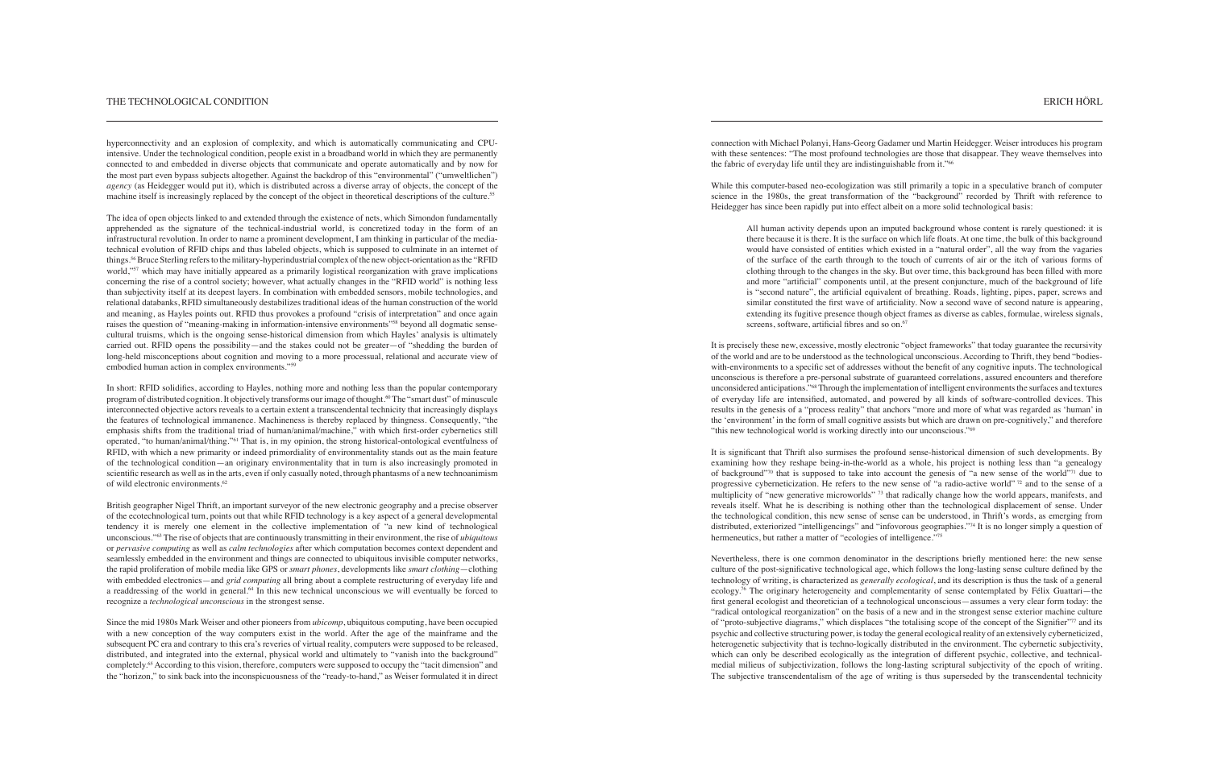hyperconnectivity and an explosion of complexity, and which is automatically communicating and CPU-intensive. Under the technological condition, people exist in a broadband world in which they are permanently connected to and embedded in diverse objects that communicate and operate automatically and by now for the most part even bypass subjects altogether. Against the backdrop of this "environmental" ("umweltlichen") *agency* (as Heidegger would put it), which is distributed across a diverse array of objects, the concept of the machine itself is increasingly replaced by the concept of the object in theoretical descriptions of the culture.[55]

The idea of open objects linked to and extended through the existence of nets, which Simondon fundamentally apprehended as the signature of the technical-industrial world, is concretized today in the form of an infrastructural revolution. In order to name a prominent development, I am thinking in particular of the media-technical evolution of RFID chips and thus labeled objects, which is supposed to culminate in an internet of things.[56] Bruce Sterling refers to the military-hyperindustrial complex of the new object-orientation as the "RFID world,"[57] which may have initially appeared as a primarily logistical reorganization with grave implications concerning the rise of a control society; however, what actually changes in the "RFID world" is nothing less than subjectivity itself at its deepest layers. In combination with embedded sensors, mobile technologies, and relational databanks, RFID simultaneously destabilizes traditional ideas of the human construction of the world and meaning, as Hayles points out. RFID thus provokes a profound "crisis of interpretation" and once again raises the question of "meaning-making in information-intensive environments"[58] beyond all dogmatic sense-cultural truisms, which is the ongoing sense-historical dimension from which Hayles' analysis is ultimately carried out. RFID opens the possibility—and the stakes could not be greater—of "shedding the burden of long-held misconceptions about cognition and moving to a more processual, relational and accurate view of embodied human action in complex environments."[59]

In short: RFID solidifies, according to Hayles, nothing more and nothing less than the popular contemporary program of distributed cognition. It objectively transforms our image of thought.[60] The "smart dust" of minuscule interconnected objective actors reveals to a certain extent a transcendental technicity that increasingly displays the features of technological immanence. Machineness is thereby replaced by thingness. Consequently, "the emphasis shifts from the traditional triad of human/animal/machine," with which first-order cybernetics still operated, "to human/animal/thing."[61] That is, in my opinion, the strong historical-ontological eventfulness of RFID, with which a new primarity or indeed primordiality of environmentality stands out as the main feature of the technological condition—an originary environmentality that in turn is also increasingly promoted in scientific research as well as in the arts, even if only casually noted, through phantasms of a new technoanimism of wild electronic environments.[62]

British geographer Nigel Thrift, an important surveyor of the new electronic geography and a precise observer of the ecotechnological turn, points out that while RFID technology is a key aspect of a general developmental tendency it is merely one element in the collective implementation of "a new kind of technological unconscious."[63] The rise of objects that are continuously transmitting in their environment, the rise of *ubiquitous* or *pervasive computing* as well as *calm technologies* after which computation becomes context dependent and seamlessly embedded in the environment and things are connected to ubiquitous invisible computer networks, the rapid proliferation of mobile media like GPS or *smart phones*, developments like *smart clothing*—clothing with embedded electronics—and *grid computing* all bring about a complete restructuring of everyday life and a readdressing of the world in general.[64] In this new technical unconscious we will eventually be forced to recognize a *technological unconscious* in the strongest sense.

Since the mid 1980s Mark Weiser and other pioneers from *ubicomp*, ubiquitous computing, have been occupied with a new conception of the way computers exist in the world. After the age of the mainframe and the subsequent PC era and contrary to this era's reveries of virtual reality, computers were supposed to be released, distributed, and integrated into the external, physical world and ultimately to "vanish into the background" completely.[65] According to this vision, therefore, computers were supposed to occupy the "tacit dimension" and the "horizon," to sink back into the inconspicuousness of the "ready-to-hand," as Weiser formulated it in direct connection with Michael Polanyi, Hans-Georg Gadamer und Martin Heidegger. Weiser introduces his program with these sentences: "The most profound technologies are those that disappear. They weave themselves into the fabric of everyday life until they are indistinguishable from it."[66]

While this computer-based neo-ecologization was still primarily a topic in a speculative branch of computer science in the 1980s, the great transformation of the "background" recorded by Thrift with reference to Heidegger has since been rapidly put into effect albeit on a more solid technological basis:

> All human activity depends upon an imputed background whose content is rarely questioned: it is there because it is there. It is the surface on which life floats. At one time, the bulk of this background would have consisted of entities which existed in a "natural order", all the way from the vagaries of the surface of the earth through to the touch of currents of air or the itch of various forms of clothing through to the changes in the sky. But over time, this background has been filled with more and more "artificial" components until, at the present conjuncture, much of the background of life is "second nature", the artificial equivalent of breathing. Roads, lighting, pipes, paper, screws and similar constituted the first wave of artificiality. Now a second wave of second nature is appearing, extending its fugitive presence though object frames as diverse as cables, formulae, wireless signals, screens, software, artificial fibres and so on.[67]

It is precisely these new, excessive, mostly electronic "object frameworks" that today guarantee the recursivity of the world and are to be understood as the technological unconscious. According to Thrift, they bend "bodies-with-environments to a specific set of addresses without the benefit of any cognitive inputs. The technological unconscious is therefore a pre-personal substrate of guaranteed correlations, assured encounters and therefore unconsidered anticipations."[68] Through the implementation of intelligent environments the surfaces and textures of everyday life are intensified, automated, and powered by all kinds of software-controlled devices. This results in the genesis of a "process reality" that anchors "more and more of what was regarded as 'human' in the 'environment' in the form of small cognitive assists but which are drawn on pre-cognitively," and therefore "this new technological world is working directly into our unconscious."[69]

It is significant that Thrift also surmises the profound sense-historical dimension of such developments. By examining how they reshape being-in-the-world as a whole, his project is nothing less than "a genealogy of background"[70] that is supposed to take into account the genesis of "a new sense of the world"[71] due to progressive cyberneticization. He refers to the new sense of "a radio-active world" [72] and to the sense of a multiplicity of "new generative microworlds" [73] that radically change how the world appears, manifests, and reveals itself. What he is describing is nothing other than the technological displacement of sense. Under the technological condition, this new sense of sense can be understood, in Thrift's words, as emerging from distributed, exteriorized "intelligencings" and "infovorous geographies."[74] It is no longer simply a question of hermeneutics, but rather a matter of "ecologies of intelligence."[75]

Nevertheless, there is one common denominator in the descriptions briefly mentioned here: the new sense culture of the post-significative technological age, which follows the long-lasting sense culture defined by the technology of writing, is characterized as *generally ecological*, and its description is thus the task of a general ecology.[76] The originary heterogeneity and complementarity of sense contemplated by Félix Guattari—the first general ecologist and theoretician of a technological unconscious—assumes a very clear form today: the "radical ontological reorganization" on the basis of a new and in the strongest sense exterior machine culture of "proto-subjective diagrams," which displaces "the totalising scope of the concept of the Signifier"[77] and its psychic and collective structuring power, is today the general ecological reality of an extensively cyberneticized, heterogenetic subjectivity that is techno-logically distributed in the environment. The cybernetic subjectivity, which can only be described ecologically as the integration of different psychic, collective, and technical-medial milieus of subjectivization, follows the long-lasting scriptural subjectivity of the epoch of writing. The subjective transcendentalism of the age of writing is thus superseded by the transcendental technicity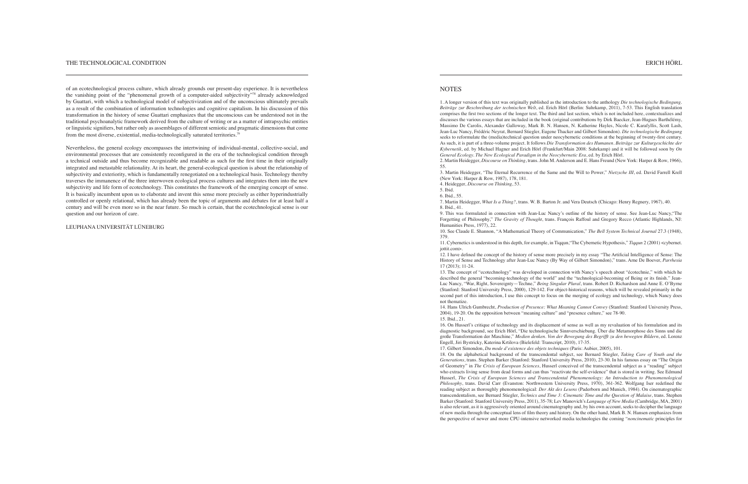of an ecotechnological process culture, which already grounds our present-day experience. It is nevertheless the vanishing point of the "phenomenal growth of a computer-aided subjectivity"[78] already acknowledged by Guattari, with which a technological model of subjectivization and of the unconscious ultimately prevails as a result of the combination of information technologies and cognitive capitalism. In his discussion of this transformation in the history of sense Guattari emphasizes that the unconscious can be understood not in the traditional psychoanalytic framework derived from the culture of writing or as a matter of intrapsychic entities or linguistic signifiers, but rather only as assemblages of different semiotic and pragmatic dimensions that come from the most diverse, existential, media-technologically saturated territories.[79]

Nevertheless, the general ecology encompasses the intertwining of individual-mental, collective-social, and environmental processes that are consistently reconfigured in the era of the technological condition through a technical outside and thus become recognizable and readable as such for the first time in their originally integrated and metastable relationality. At its heart, the general-ecological question is about the relationship of subjectivity and exteriority, which is fundamentally renegotiated on a technological basis. Technology thereby traverses the immanence of the three interwoven ecological process cultures and integrates them into the new subjectivity and life form of ecotechnology. This constitutes the framework of the emerging concept of sense. It is basically incumbent upon us to elaborate and invent this sense more precisely as either hyperindustrially controlled or openly relational, which has already been the topic of arguments and debates for at least half a century and will be even more so in the near future. So much is certain, that the ecotechnological sense is our question and our horizon of care.

LEUPHANA UNIVERSITÄT LÜNEBURG

## NOTES

1. A longer version of this text was originally published as the introduction to the anthology *Die technologische Bedingung. Beiträge zur Beschreibung der technischen Welt*, ed. Erich Hörl (Berlin: Suhrkamp, 2011), 7-53. This English translation comprises the first two sections of the longer text. The third and last section, which is not included here, contextualizes and discusses the various essays that are included in the book (original contributions by Dirk Baecker, Jean-Hugues Barthélémy, Massimo De Carolis, Alexander Galloway, Mark B. N. Hansen, N. Katherine Hayles, Nicole C. Karafyllis, Scott Lash, Jean-Luc Nancy, Frédéric Neyrat, Bernard Stiegler, Eugene Thacker and Gilbert Simondon). *Die technologische Bedingung* seeks to reformulate the (media)technical question under neocybernetic conditions at the beginning of twenty-first century. As such, it is part of a three-volume project. It follows *Die Transformation des Humanen. Beiträge zur Kulturgeschichte der Kybernetik*, ed. by Michael Hagner and Erich Hörl (Frankfurt/Main 2008: Suhrkamp) and it will be followed soon by *On General Ecology. The New Ecological Paradigm in the Neocybernetic Era*, ed. by Erich Hörl.

2. Martin Heidegger, *Discourse on Thinking*, trans. John M. Anderson and E. Hans Freund (New York: Harper & Row, 1966), 55.

3. Martin Heidegger, "The Eternal Recurrence of the Same and the Will to Power," *Nietzsche III*, ed. David Farrell Krell (New York: Harper & Row, 1987), 178, 181.

4. Heidegger, *Discourse on Thinking*, 53.

5. Ibid.

6. Ibid., 55.

7. Martin Heidegger, *What Is a Thing?*, trans. W. B. Barton Jr. and Vera Deutsch (Chicago: Henry Regnery, 1967), 40.

8. Ibid., 41.

9. This was formulated in connection with Jean-Luc Nancy's outline of the history of sense. See Jean-Luc Nancy,"The Forgetting of Philosophy," *The Gravity of Thought*, trans. François Raffoul and Gregory Recco (Atlantic Highlands, NJ: Humanities Press, 1977), 22.

10. See Claude E. Shannon, "A Mathematical Theory of Communication," *The Bell System Technical Journal* 27.3 (1948), 379.

11. Cybernetics is understood in this depth, for example, in Tiqqun,"The Cybernetic Hypothesis," *Tiqqun* 2 (2001) <cybernet.jottit.com>.

12. I have defined the concept of the history of sense more precisely in my essay "The Artificial Intelligence of Sense: The History of Sense and Technology after Jean-Luc Nancy (By Way of Gilbert Simondon)," trans. Arne De Boever, *Parrhesia* 17 (2013): 11-24.

13. The concept of "ecotechnology" was developed in connection with Nancy's speech about "écotechnie," with which he described the general "becoming-technology of the world" and the "technological-becoming of Being or its finish." Jean-Luc Nancy, "War, Right, Sovereignty—Techne," *Being Singular Plural*, trans. Robert D. Richardson and Anne E. O'Byrne (Stanford: Stanford University Press, 2000), 129-142. For object-historical reasons, which will be revealed primarily in the second part of this introduction, I use this concept to focus on the merging of ecology and technology, which Nancy does not thematize.

14. Hans Ulrich Gumbrecht, *Production of Presence: What Meaning Cannot Convey* (Stanford: Stanford University Press, 2004), 19-20. On the opposition between "meaning culture" and "presence culture," see 78-90.

15. Ibid., 21.

16. On Husserl's critique of technology and its displacement of sense as well as my revaluation of his formulation and its diagnostic background, see Erich Hörl, "Die technologische Sinnverschiebung. Über die Metamorphose des Sinns und die große Transformation der Maschine," *Medien denken. Von der Bewegung des Begriffs zu den bewegten Bildern*, ed. Lorenz Engell, Jiri Bystricky, Katerina Krtilova (Bielefeld: Transcript, 2010), 17-35.

17. Gilbert Simondon, *Du mode d'existence des objets techniques* (Paris: Aubier, 2005), 101.

18. On the alphabetical background of the transcendental subject, see Bernard Stiegler, *Taking Care of Youth and the Generations*, trans. Stephen Barker (Stanford: Stanford University Press, 2010), 23-30. In his famous essay on "The Origin of Geometry" in *The Crisis of European Sciences*, Husserl conceived of the transcendental subject as a "reading" subject who extracts living sense from dead forms and can thus "reactivate the self-evidence" that is stored in writing. See Edmund Husserl, *The Crisis of European Sciences and Transcendental Phenomenology: An Introduction to Phenomenological Philosophy*, trans. David Carr (Evanston: Northwestern University Press, 1970), 361-362. Wolfgang Iser redefined the reading subject as thoroughly phenomenological: *Der Akt des Lesens* (Paderborn and Munich, 1984). On cinematographic transcendentalism, see Bernard Stiegler, *Technics and Time 3: Cinematic Time and the Question of Malaise*, trans. Stephen Barker (Stanford: Stanford University Press, 2011), 35-78; Lev Manovich's *Language of New Media* (Cambridge, MA, 2001) is also relevant, as it is aggressively oriented around cinematography and, by his own account, seeks to decipher the language of new media through the conceptual lens of film theory and history. On the other hand, Mark B. N. Hansen emphasizes from the perspective of newer and more CPU-intensive networked media technologies the coming "*noncinematic* principles for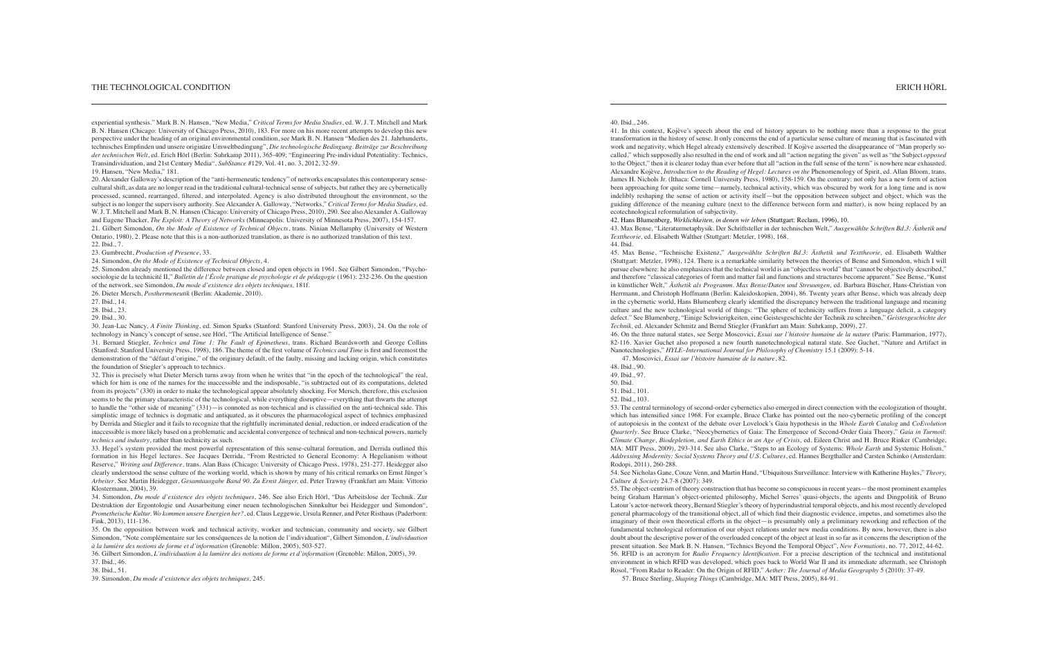experiential synthesis." Mark B. N. Hansen, "New Media," *Critical Terms for Media Studies*, ed. W. J. T. Mitchell and Mark B. N. Hansen (Chicago: University of Chicago Press, 2010), 183. For more on his more recent attempts to develop this new perspective under the heading of an original environmental condition, see Mark B. N. Hansen "Medien des 21. Jahrhunderts, technisches Empfinden und unsere originäre Umweltbedingung", *Die technologische Bedingung. Beiträge zur Beschreibung der technischen Welt*, ed. Erich Hörl (Berlin: Suhrkamp 2011), 365-409; "Engineering Pre-individual Potentiality: Technics, Transindividuation, and 21st Century Media", *SubStance* #129, Vol. 41, no. 3, 2012, 32-59.

19. Hansen, "New Media," 181.

20. Alexander Galloway's description of the "anti-hermeneutic tendency" of networks encapsulates this contemporary sense-cultural shift, as data are no longer read in the traditional cultural-technical sense of subjects, but rather they are cybernetically processed, scanned, rearranged, filtered, and interpolated. Agency is also distributed throughout the environment, so the subject is no longer the supervisory authority. See Alexander A. Galloway, "Networks," *Critical Terms for Media Studies*, ed. W. J. T. Mitchell and Mark B. N. Hansen (Chicago: University of Chicago Press, 2010), 290. See also Alexander A. Galloway and Eugene Thacker, *The Exploit: A Theory of Networks* (Minneapolis: University of Minnesota Press, 2007), 154-157.

21. Gilbert Simondon, *On the Mode of Existence of Technical Objects*, trans. Ninian Mellamphy (University of Western Ontario, 1980), 2. Please note that this is a non-authorized translation, as there is no authorized translation of this text.

22. Ibid., 7.

23. Gumbrecht, *Production of Presence*, 33.

24. Simondon, *On the Mode of Existence of Technical Objects*, 4.

25. Simondon already mentioned the difference between closed and open objects in 1961. See Gilbert Simondon, "Psycho-sociologie de la technicité II," *Bulletin de l'École pratique de psychologie et de pédagogie* (1961): 232-236. On the question of the network, see Simondon, *Du mode d'existence des objets techniques*, 181f.

26. Dieter Mersch, *Posthermeneutik* (Berlin: Akademie, 2010).

27. Ibid., 14.

28. Ibid., 23.

29. Ibid., 30.

30. Jean-Luc Nancy, *A Finite Thinking*, ed. Simon Sparks (Stanford: Stanford University Press, 2003), 24. On the role of technology in Nancy's concept of sense, see Hörl, "The Artificial Intelligence of Sense."

31. Bernard Stiegler, *Technics and Time 1: The Fault of Epimetheus*, trans. Richard Beardsworth and George Collins (Stanford: Stanford University Press, 1998), 186. The theme of the first volume of *Technics and Time* is first and foremost the demonstration of the "défaut d'origine," of the originary default, of the faulty, missing and lacking origin, which constitutes the foundation of Stiegler's approach to technics.

32. This is precisely what Dieter Mersch turns away from when he writes that "in the epoch of the technological" the real, which for him is one of the names for the inaccessible and the indisposable, "is subtracted out of its computations, deleted from its projects" (330) in order to make the technological appear absolutely shocking. For Mersch, therefore, this exclusion seems to be the primary characteristic of the technological, while everything disruptive—everything that thwarts the attempt to handle the "other side of meaning" (331)—is connoted as non-technical and is classified on the anti-technical side. This simplistic image of technics is dogmatic and antiquated, as it obscures the pharmacological aspect of technics emphasized by Derrida and Stiegler and it fails to recognize that the rightfully incriminated denial, reduction, or indeed eradication of the inaccessible is more likely based on a problematic and accidental convergence of technical and non-technical powers, namely *technics and industry*, rather than technicity as such.

33. Hegel's system provided the most powerful representation of this sense-cultural formation, and Derrida outlined this formation in his Hegel lectures. See Jacques Derrida, "From Restricted to General Economy: A Hegelianism without Reserve," *Writing and Difference*, trans. Alan Bass (Chicago: University of Chicago Press, 1978), 251-277. Heidegger also clearly understood the sense culture of the working world, which is shown by many of his critical remarks on Ernst Jünger's *Arbeiter*. See Martin Heidegger, *Gesamtausgabe Band 90. Zu Ernst Jünger*, ed. Peter Trawny (Frankfurt am Main: Vittorio Klostermann, 2004), 39.

34. Simondon, *Du mode d'existence des objets techniques*, 246. See also Erich Hörl, "Das Arbeitslose der Technik. Zur Destruktion der Ergontologie und Ausarbeitung einer neuen technologischen Sinnkultur bei Heidegger und Simondon", *Prometheische Kultur. Wo kommen unsere Energien her?*, ed. Claus Leggewie, Ursula Renner, and Peter Risthaus (Paderborn: Fink, 2013), 111-136.

35. On the opposition between work and technical activity, worker and technician, community and society, see Gilbert Simondon, "Note complémentaire sur les conséquences de la notion de l'individuation", Gilbert Simondon, *L'individuation à la lumière des notions de forme et d'information* (Grenoble: Millon, 2005), 503-527.

36. Gilbert Simondon, *L'individuation à la lumière des notions de forme et d'information* (Grenoble: Millon, 2005), 39.

37. Ibid., 46.

38. Ibid., 51.

39. Simondon, *Du mode d'existence des objets techniques*, 245.

40. Ibid., 246.

41. In this context, Kojève's speech about the end of history appears to be nothing more than a response to the great transformation in the history of sense. It only concerns the end of a particular sense culture of meaning that is fascinated with work and negativity, which Hegel already extensively described. If Kojève asserted the disappearance of "Man properly so-called," which supposedly also resulted in the end of work and all "action negating the given" as well as "the Subject *opposed* to the Object," then it is clearer today than ever before that all "action in the full sense of the term" is nowhere near exhausted. Alexandre Kojève, *Introduction to the Reading of Hegel: Lectures on the* Phenomenology of Spirit, ed. Allan Bloom, trans. James H. Nichols Jr. (Ithaca: Cornell University Press, 1980), 158-159. On the contrary: not only has a new form of action been approaching for quite some time—namely, technical activity, which was obscured by work for a long time and is now indelibly reshaping the sense of action or activity itself—but the opposition between subject and object, which was the guiding difference of the meaning culture (next to the difference between form and matter), is now being replaced by an ecotechnological reformulation of subjectivity.

42. Hans Blumenberg, *Wirklichkeiten, in denen wir leben* (Stuttgart: Reclam, 1996), 10.

43. Max Bense, "Literaturmetaphysik. Der Schriftsteller in der technischen Welt," *Ausgewählte Schriften Bd.3: Ästhetik und Texttheorie*, ed. Elisabeth Walther (Stuttgart: Metzler, 1998), 168.

44. Ibid.

45. Max Bense, "Technische Existenz," *Ausgewählte Schriften Bd.3: Ästhetik und Texttheorie*, ed. Elisabeth Walther (Stuttgart: Metzler, 1998), 124. There is a remarkable similarity between the theories of Bense and Simondon, which I will pursue elsewhere: he also emphasizes that the technical world is an "objectless world" that "cannot be objectively described," and therefore "classical categories of form and matter fail and functions and structures become apparent." See Bense, "Kunst in künstlicher Welt," *Ästhetik als Programm. Max Bense/Daten und Streuungen*, ed. Barbara Büscher, Hans-Christian von Herrmann, and Christoph Hoffmann (Berlin: Kaleidoskopien, 2004), 86. Twenty years after Bense, which was already deep in the cybernetic world, Hans Blumenberg clearly identified the discrepancy between the traditional language and meaning culture and the new technological world of things: "The sphere of technicity suffers from a language deficit, a category defect." See Blumenberg, "Einige Schwierigkeiten, eine Geistesgeschichte der Technik zu schreiben," *Geistesgeschichte der Technik*, ed. Alexander Schmitz and Bernd Stiegler (Frankfurt am Main: Suhrkamp, 2009), 27.

46. On the three natural states, see Serge Moscovici, *Essai sur l'histoire humaine de la nature* (Paris: Flammarion, 1977), 82-116. Xavier Guchet also proposed a new fourth nanotechnological natural state. See Guchet, "Nature and Artifact in Nanotechnologies," *HYLE–International Journal for Philosophy of Chemistry* 15.1 (2009): 5-14.

47. Moscovici, *Essai sur l'histoire humaine de la nature*, 82.

48. Ibid., 90.

49. Ibid., 97.

50. Ibid.

51. Ibid., 101.

52. Ibid., 103.

53. The central terminology of second-order cybernetics also emerged in direct connection with the ecologization of thought, which has intensified since 1968. For example, Bruce Clarke has pointed out the neo-cybernetic profiling of the concept of autopoiesis in the context of the debate over Lovelock's Gaia hypothesis in the *Whole Earth Catalog* and *CoEvolution Quarterly*. See Bruce Clarke, "Neocybernetics of Gaia: The Emergence of Second-Order Gaia Theory," *Gaia in Turmoil: Climate Change, Biodepletion, and Earth Ethics in an Age of Crisis*, ed. Eileen Christ and H. Bruce Rinker (Cambridge, MA: MIT Press, 2009), 293-314. See also Clarke, "Steps to an Ecology of Systems: *Whole Earth* and Systemic Holism," *Addressing Modernity: Social Systems Theory and U.S. Cultures*, ed. Hannes Bergthaller and Carsten Schinko (Amsterdam: Rodopi, 2011), 260-288.

54. See Nicholas Gane, Couze Venn, and Martin Hand, "Ubiquitous Surveillance: Interview with Katherine Hayles," *Theory, Culture & Society* 24.7-8 (2007): 349.

55. The object-centrism of theory construction that has become so conspicuous in recent years—the most prominent examples being Graham Harman's object-oriented philosophy, Michel Serres' quasi-objects, the agents and Dingpolitik of Bruno Latour's actor-network theory, Bernard Stiegler's theory of hyperindustrial temporal objects, and his most recently developed general pharmacology of the transitional object, all of which find their diagnostic evidence, impetus, and sometimes also the imaginary of their own theoretical efforts in the object—is presumably only a preliminary reworking and reflection of the fundamental technological reformation of our object relations under new media conditions. By now, however, there is also doubt about the descriptive power of the overloaded concept of the object at least in so far as it concerns the description of the present situation. See Mark B. N. Hansen, "Technics Beyond the Temporal Object", *New Formations*, no. 77, 2012, 44-62.

56. RFID is an acronym for *Radio Frequency Identification*. For a precise description of the technical and institutional environment in which RFID was developed, which goes back to World War II and its immediate aftermath, see Christoph Rosol, "From Radar to Reader: On the Origin of RFID," *Aether: The Journal of Media Geography* 5 (2010): 37-49.

57. Bruce Sterling, *Shaping Things* (Cambridge, MA: MIT Press, 2005), 84-91.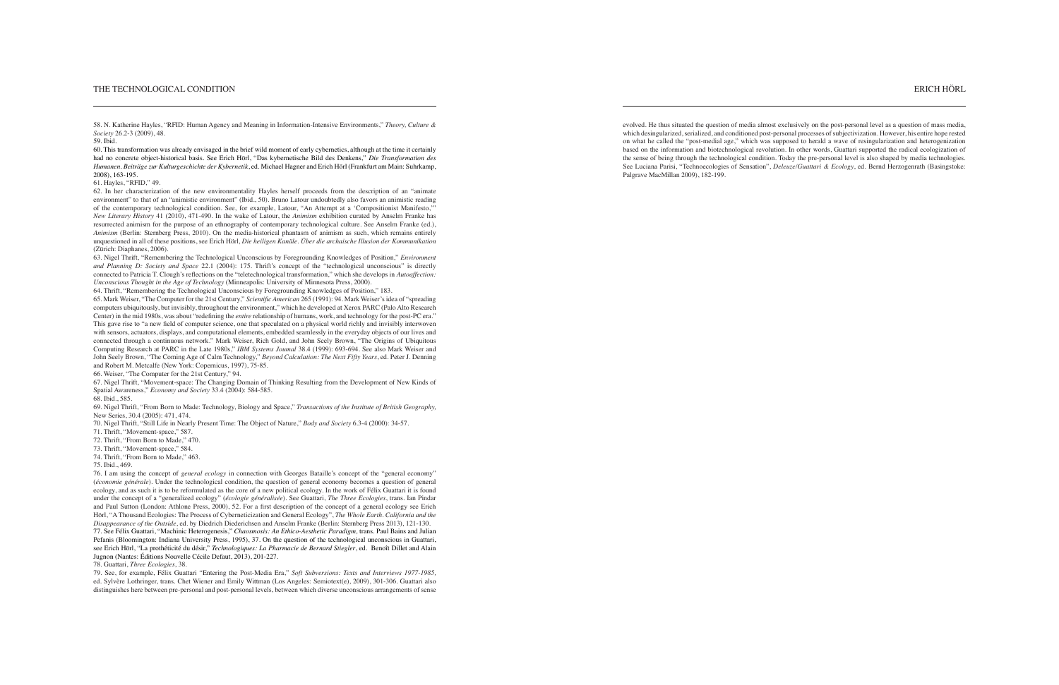58. N. Katherine Hayles, "RFID: Human Agency and Meaning in Information-Intensive Environments," *Theory, Culture & Society* 26.2-3 (2009), 48.

59. Ibid.

60. This transformation was already envisaged in the brief wild moment of early cybernetics, although at the time it certainly had no concrete object-historical basis. See Erich Hörl, "Das kybernetische Bild des Denkens," *Die Transformation des Humanen. Beiträge zur Kulturgeschichte der Kybernetik*, ed. Michael Hagner and Erich Hörl (Frankfurt am Main: Suhrkamp, 2008), 163-195.

61. Hayles, "RFID," 49.

62. In her characterization of the new environmentality Hayles herself proceeds from the description of an "animate environment" to that of an "animistic environment" (Ibid., 50). Bruno Latour undoubtedly also favors an animistic reading of the contemporary technological condition. See, for example, Latour, "An Attempt at a 'Compositionist Manifesto,'" *New Literary History* 41 (2010), 471-490. In the wake of Latour, the *Animism* exhibition curated by Anselm Franke has resurrected animism for the purpose of an ethnography of contemporary technological culture. See Anselm Franke (ed.), *Animism* (Berlin: Sternberg Press, 2010). On the media-historical phantasm of animism as such, which remains entirely unquestioned in all of these positions, see Erich Hörl, *Die heiligen Kanäle. Über die archaische Illusion der Kommunikation* (Zürich: Diaphanes, 2006).

63. Nigel Thrift, "Remembering the Technological Unconscious by Foregrounding Knowledges of Position," *Environment and Planning D: Society and Space* 22.1 (2004): 175. Thrift's concept of the "technological unconscious" is directly connected to Patricia T. Clough's reflections on the "teletechnological transformation," which she develops in *Autoaffection: Unconscious Thought in the Age of Technology* (Minneapolis: University of Minnesota Press, 2000).

64. Thrift, "Remembering the Technological Unconscious by Foregrounding Knowledges of Position," 183.

65. Mark Weiser, "The Computer for the 21st Century," *Scientific American* 265 (1991): 94. Mark Weiser's idea of "spreading computers ubiquitously, but invisibly, throughout the environment," which he developed at Xerox PARC (Palo Alto Research Center) in the mid 1980s, was about "redefining the *entire* relationship of humans, work, and technology for the post-PC era." This gave rise to "a new field of computer science, one that speculated on a physical world richly and invisibly interwoven with sensors, actuators, displays, and computational elements, embedded seamlessly in the everyday objects of our lives and connected through a continuous network." Mark Weiser, Rich Gold, and John Seely Brown, "The Origins of Ubiquitous Computing Research at PARC in the Late 1980s," *IBM Systems Journal* 38.4 (1999): 693-694. See also Mark Weiser and John Seely Brown, "The Coming Age of Calm Technology," *Beyond Calculation: The Next Fifty Years*, ed. Peter J. Denning and Robert M. Metcalfe (New York: Copernicus, 1997), 75-85.

66. Weiser, "The Computer for the 21st Century," 94.

67. Nigel Thrift, "Movement-space: The Changing Domain of Thinking Resulting from the Development of New Kinds of Spatial Awareness," *Economy and Society* 33.4 (2004): 584-585.

68. Ibid., 585.

69. Nigel Thrift, "From Born to Made: Technology, Biology and Space," *Transactions of the Institute of British Geography,* New Series, 30.4 (2005): 471, 474.

70. Nigel Thrift, "Still Life in Nearly Present Time: The Object of Nature," *Body and Society* 6.3-4 (2000): 34-57.

71. Thrift, "Movement-space," 587.

72. Thrift, "From Born to Made," 470.

73. Thrift, "Movement-space," 584.

74. Thrift, "From Born to Made," 463.

75. Ibid., 469.

76. I am using the concept of *general ecology* in connection with Georges Bataille's concept of the "general economy" (*économie générale*). Under the technological condition, the question of general economy becomes a question of general ecology, and as such it is to be reformulated as the core of a new political ecology. In the work of Félix Guattari it is found under the concept of a "generalized ecology" (*écologie généralisée*). See Guattari, *The Three Ecologies*, trans. Ian Pindar and Paul Sutton (London: Athlone Press, 2000), 52. For a first description of the concept of a general ecology see Erich Hörl, "A Thousand Ecologies: The Process of Cyberneticization and General Ecology", *The Whole Earth. California and the Disappearance of the Outside*, ed. by Diedrich Diederichsen and Anselm Franke (Berlin: Sternberg Press 2013), 121-130.

77. See Félix Guattari, "Machinic Heterogenesis," *Chaosmosis: An Ethico-Aesthetic Paradigm*, trans. Paul Bains and Julian Pefanis (Bloomington: Indiana University Press, 1995), 37. On the question of the technological unconscious in Guattari, see Erich Hörl, "La prothéticité du désir," *Technologiques: La Pharmacie de Bernard Stiegler*, ed. Benoît Dillet and Alain Jugnon (Nantes: Éditions Nouvelle Cécile Defaut, 2013), 201-227.

78. Guattari, *Three Ecologies*, 38.

79. See, for example, Félix Guattari "Entering the Post-Media Era," *Soft Subversions: Texts and Interviews 1977-1985,* ed. Sylvère Lothringer, trans. Chet Wiener and Emily Wittman (Los Angeles: Semiotext(e), 2009), 301-306. Guattari also distinguishes here between pre-personal and post-personal levels, between which diverse unconscious arrangements of sense evolved. He thus situated the question of media almost exclusively on the post-personal level as a question of mass media, which desingularized, serialized, and conditioned post-personal processes of subjectivization. However, his entire hope rested on what he called the "post-medial age," which was supposed to herald a wave of resingularization and heterogenization based on the information and biotechnological revolution. In other words, Guattari supported the radical ecologization of the sense of being through the technological condition. Today the pre-personal level is also shaped by media technologies. See Luciana Parisi, "Technoecologies of Sensation", *Deleuze/Guattari & Ecology*, ed. Bernd Herzogenrath (Basingstoke: Palgrave MacMillan 2009), 182-199.